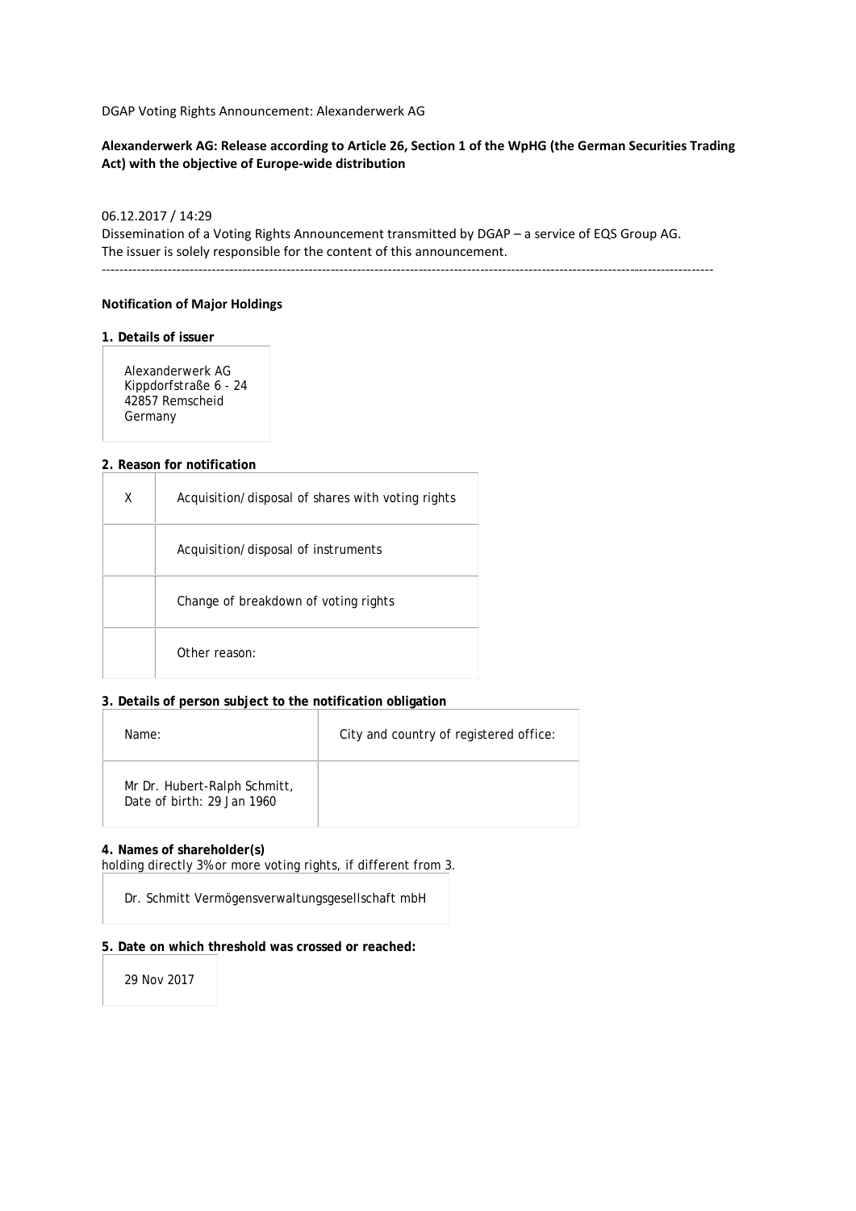DGAP Voting Rights Announcement: Alexanderwerk AG

**Alexanderwerk AG: Release according to Article 26, Section 1 of the WpHG (the German Securities Trading Act) with the objective of Europe-wide distribution**

06.12.2017 / 14:29
Dissemination of a Voting Rights Announcement transmitted by DGAP – a service of EQS Group AG.
The issuer is solely responsible for the content of this announcement.

---

**Notification of Major Holdings**

**1. Details of issuer**

Alexanderwerk AG
Kippdorfstraße 6 - 24
42857 Remscheid
Germany

**2. Reason for notification**

| | |
|---|---|
| X | Acquisition/disposal of shares with voting rights |
| | Acquisition/disposal of instruments |
| | Change of breakdown of voting rights |
| | Other reason: |

**3. Details of person subject to the notification obligation**

| Name: | City and country of registered office: |
|---|---|
| Mr Dr. Hubert-Ralph Schmitt, Date of birth: 29 Jan 1960 | |

**4. Names of shareholder(s)**
holding directly 3% or more voting rights, if different from 3.

Dr. Schmitt Vermögensverwaltungsgesellschaft mbH

**5. Date on which threshold was crossed or reached:**

29 Nov 2017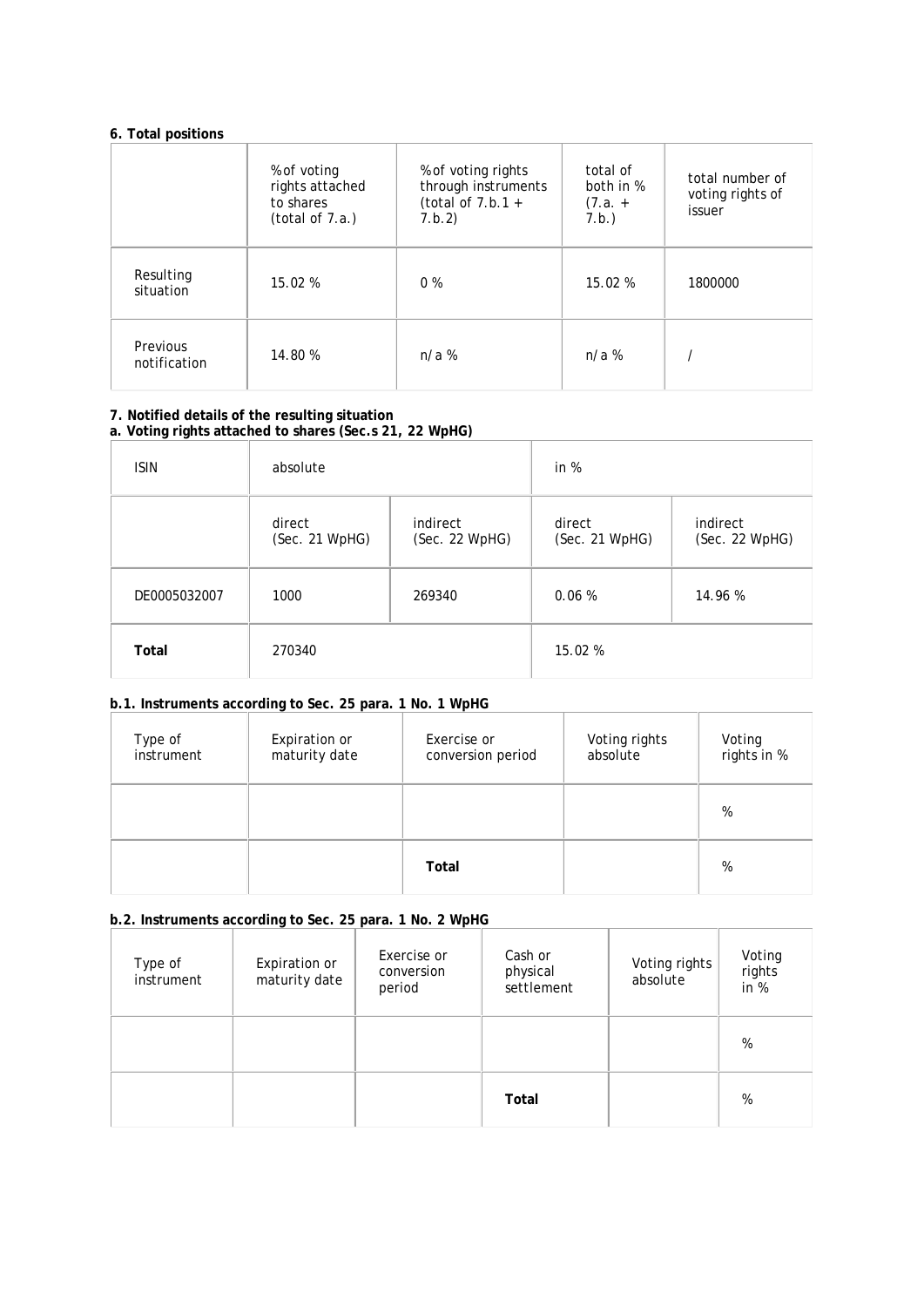**6. Total positions**

| | % of voting rights attached to shares (total of 7.a.) | % of voting rights through instruments (total of 7.b.1 + 7.b.2) | total of both in % (7.a. + 7.b.) | total number of voting rights of issuer |
|---|---|---|---|---|
| Resulting situation | 15.02 % | 0 % | 15.02 % | 1800000 |
| Previous notification | 14.80 % | n/a % | n/a % | / |

**7. Notified details of the resulting situation**

**a. Voting rights attached to shares (Sec.s 21, 22 WpHG)**

| ISIN | absolute | | in % | |
|---|---|---|---|---|
| | direct (Sec. 21 WpHG) | indirect (Sec. 22 WpHG) | direct (Sec. 21 WpHG) | indirect (Sec. 22 WpHG) |
| DE0005032007 | 1000 | 269340 | 0.06 % | 14.96 % |
| **Total** | 270340 | | 15.02 % | |

**b.1. Instruments according to Sec. 25 para. 1 No. 1 WpHG**

| Type of instrument | Expiration or maturity date | Exercise or conversion period | Voting rights absolute | Voting rights in % |
|---|---|---|---|---|
| | | | | % |
| | | **Total** | | % |

**b.2. Instruments according to Sec. 25 para. 1 No. 2 WpHG**

| Type of instrument | Expiration or maturity date | Exercise or conversion period | Cash or physical settlement | Voting rights absolute | Voting rights in % |
|---|---|---|---|---|---|
| | | | | | % |
| | | | **Total** | | % |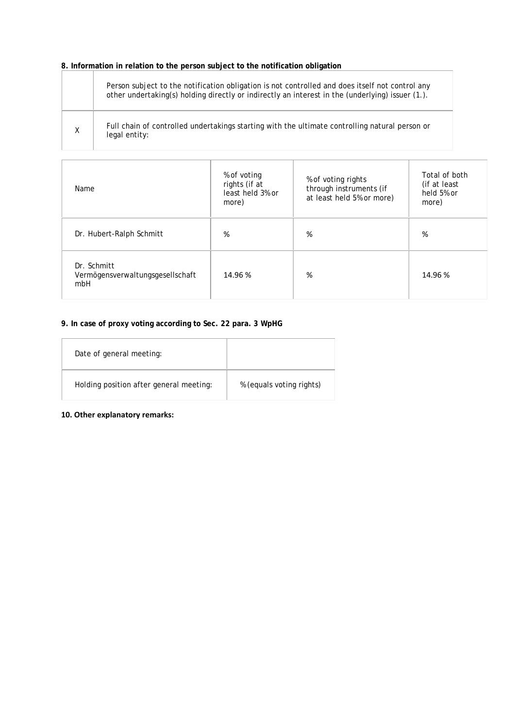**8. Information in relation to the person subject to the notification obligation**

| | |
|---|---|
| | Person subject to the notification obligation is not controlled and does itself not control any other undertaking(s) holding directly or indirectly an interest in the (underlying) issuer (1.). |
| X | Full chain of controlled undertakings starting with the ultimate controlling natural person or legal entity: |

| Name | % of voting rights (if at least held 3% or more) | % of voting rights through instruments (if at least held 5% or more) | Total of both (if at least held 5% or more) |
|---|---|---|---|
| Dr. Hubert-Ralph Schmitt | % | % | % |
| Dr. Schmitt Vermögensverwaltungsgesellschaft mbH | 14.96 % | % | 14.96 % |

**9. In case of proxy voting according to Sec. 22 para. 3 WpHG**

| | |
|---|---|
| Date of general meeting: | |
| Holding position after general meeting: | % (equals voting rights) |

**10. Other explanatory remarks:**